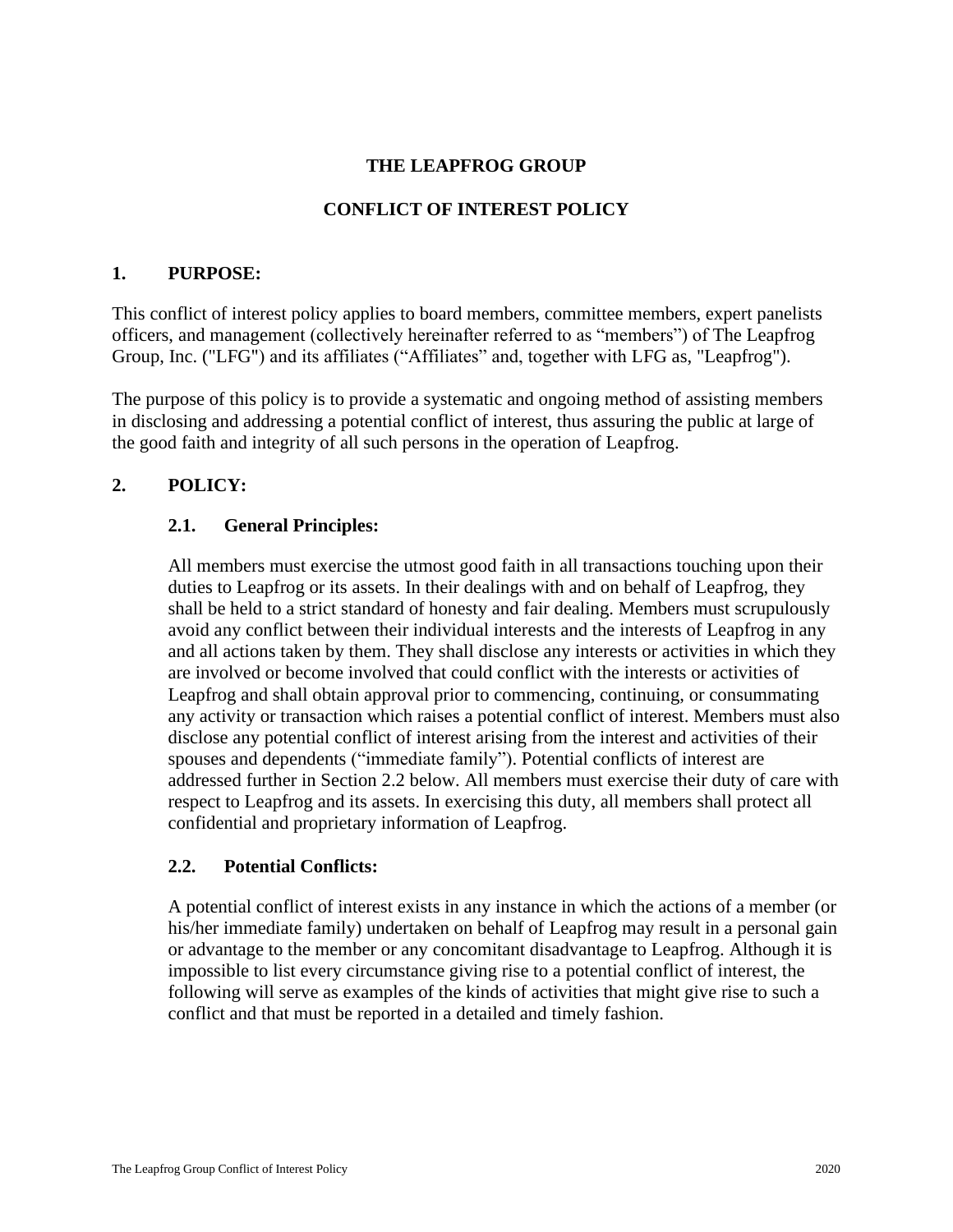# THE LEAPFROG GROUP

# CONFLICT OF INTEREST POLICY

## 1. PURPOSE:

This conflict of interest policy applies to board members, committee members, expert panelists officers, and management (collectively hereinafter referred to as "members") of The Leapfrog Group, Inc. ("LFG") and its affiliates ("Affiliates" and, together with LFG as, "Leapfrog").

The purpose of this policy is to provide a systematic and ongoing method of assisting members in disclosing and addressing a potential conflict of interest, thus assuring the public at large of the good faith and integrity of all such persons in the operation of Leapfrog.

## 2. POLICY:

### 2.1. General Principles:

All members must exercise the utmost good faith in all transactions touching upon their duties to Leapfrog or its assets. In their dealings with and on behalf of Leapfrog, they shall be held to a strict standard of honesty and fair dealing. Members must scrupulously avoid any conflict between their individual interests and the interests of Leapfrog in any and all actions taken by them. They shall disclose any interests or activities in which they are involved or become involved that could conflict with the interests or activities of Leapfrog and shall obtain approval prior to commencing, continuing, or consummating any activity or transaction which raises a potential conflict of interest. Members must also disclose any potential conflict of interest arising from the interest and activities of their spouses and dependents ("immediate family"). Potential conflicts of interest are addressed further in Section 2.2 below. All members must exercise their duty of care with respect to Leapfrog and its assets. In exercising this duty, all members shall protect all confidential and proprietary information of Leapfrog.

### 2.2. Potential Conflicts:

A potential conflict of interest exists in any instance in which the actions of a member (or his/her immediate family) undertaken on behalf of Leapfrog may result in a personal gain or advantage to the member or any concomitant disadvantage to Leapfrog. Although it is impossible to list every circumstance giving rise to a potential conflict of interest, the following will serve as examples of the kinds of activities that might give rise to such a conflict and that must be reported in a detailed and timely fashion.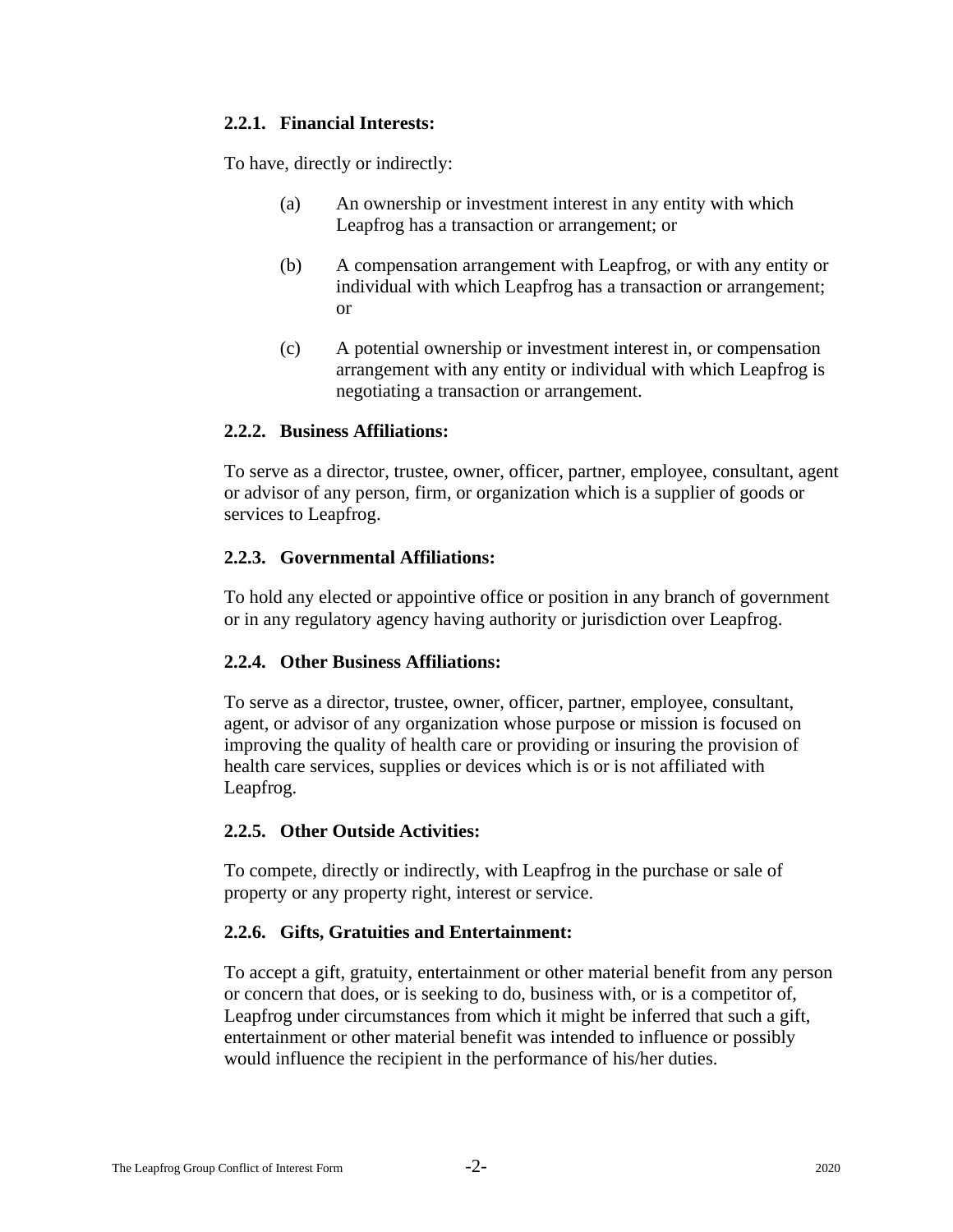#### 2.2.1. Financial Interests:

To have, directly or indirectly:

(a) An ownership or investment interest in any entity with which Leapfrog has a transaction or arrangement; or

(b) A compensation arrangement with Leapfrog, or with any entity or individual with which Leapfrog has a transaction or arrangement; or

(c) A potential ownership or investment interest in, or compensation arrangement with any entity or individual with which Leapfrog is negotiating a transaction or arrangement.

#### 2.2.2. Business Affiliations:

To serve as a director, trustee, owner, officer, partner, employee, consultant, agent or advisor of any person, firm, or organization which is a supplier of goods or services to Leapfrog.

#### 2.2.3. Governmental Affiliations:

To hold any elected or appointive office or position in any branch of government or in any regulatory agency having authority or jurisdiction over Leapfrog.

#### 2.2.4. Other Business Affiliations:

To serve as a director, trustee, owner, officer, partner, employee, consultant, agent, or advisor of any organization whose purpose or mission is focused on improving the quality of health care or providing or insuring the provision of health care services, supplies or devices which is or is not affiliated with Leapfrog.

#### 2.2.5. Other Outside Activities:

To compete, directly or indirectly, with Leapfrog in the purchase or sale of property or any property right, interest or service.

#### 2.2.6. Gifts, Gratuities and Entertainment:

To accept a gift, gratuity, entertainment or other material benefit from any person or concern that does, or is seeking to do, business with, or is a competitor of, Leapfrog under circumstances from which it might be inferred that such a gift, entertainment or other material benefit was intended to influence or possibly would influence the recipient in the performance of his/her duties.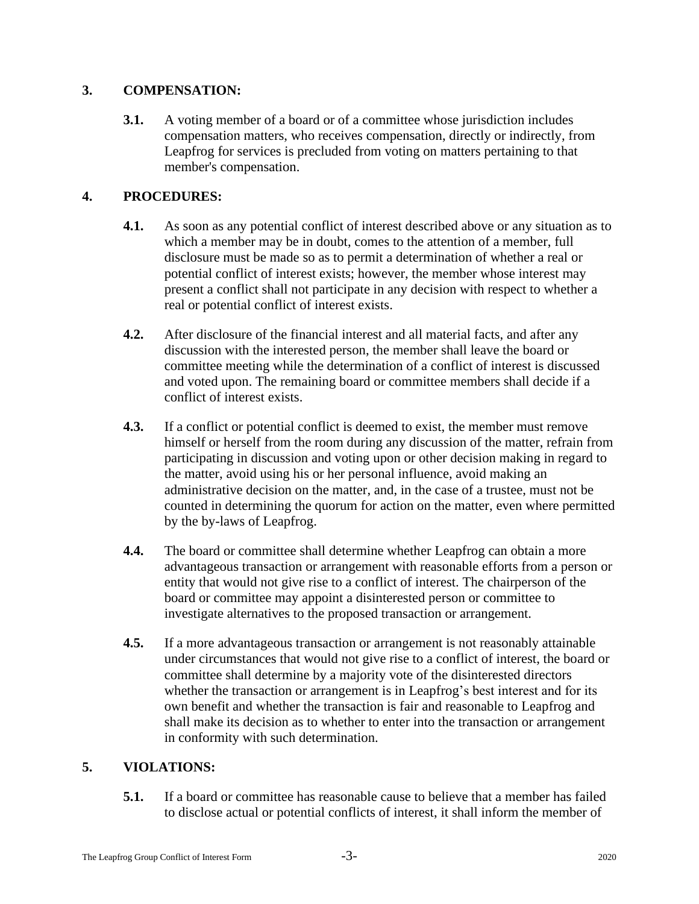## 3. COMPENSATION:

**3.1.** A voting member of a board or of a committee whose jurisdiction includes compensation matters, who receives compensation, directly or indirectly, from Leapfrog for services is precluded from voting on matters pertaining to that member's compensation.

## 4. PROCEDURES:

**4.1.** As soon as any potential conflict of interest described above or any situation as to which a member may be in doubt, comes to the attention of a member, full disclosure must be made so as to permit a determination of whether a real or potential conflict of interest exists; however, the member whose interest may present a conflict shall not participate in any decision with respect to whether a real or potential conflict of interest exists.

**4.2.** After disclosure of the financial interest and all material facts, and after any discussion with the interested person, the member shall leave the board or committee meeting while the determination of a conflict of interest is discussed and voted upon. The remaining board or committee members shall decide if a conflict of interest exists.

**4.3.** If a conflict or potential conflict is deemed to exist, the member must remove himself or herself from the room during any discussion of the matter, refrain from participating in discussion and voting upon or other decision making in regard to the matter, avoid using his or her personal influence, avoid making an administrative decision on the matter, and, in the case of a trustee, must not be counted in determining the quorum for action on the matter, even where permitted by the by-laws of Leapfrog.

**4.4.** The board or committee shall determine whether Leapfrog can obtain a more advantageous transaction or arrangement with reasonable efforts from a person or entity that would not give rise to a conflict of interest. The chairperson of the board or committee may appoint a disinterested person or committee to investigate alternatives to the proposed transaction or arrangement.

**4.5.** If a more advantageous transaction or arrangement is not reasonably attainable under circumstances that would not give rise to a conflict of interest, the board or committee shall determine by a majority vote of the disinterested directors whether the transaction or arrangement is in Leapfrog's best interest and for its own benefit and whether the transaction is fair and reasonable to Leapfrog and shall make its decision as to whether to enter into the transaction or arrangement in conformity with such determination.

## 5. VIOLATIONS:

**5.1.** If a board or committee has reasonable cause to believe that a member has failed to disclose actual or potential conflicts of interest, it shall inform the member of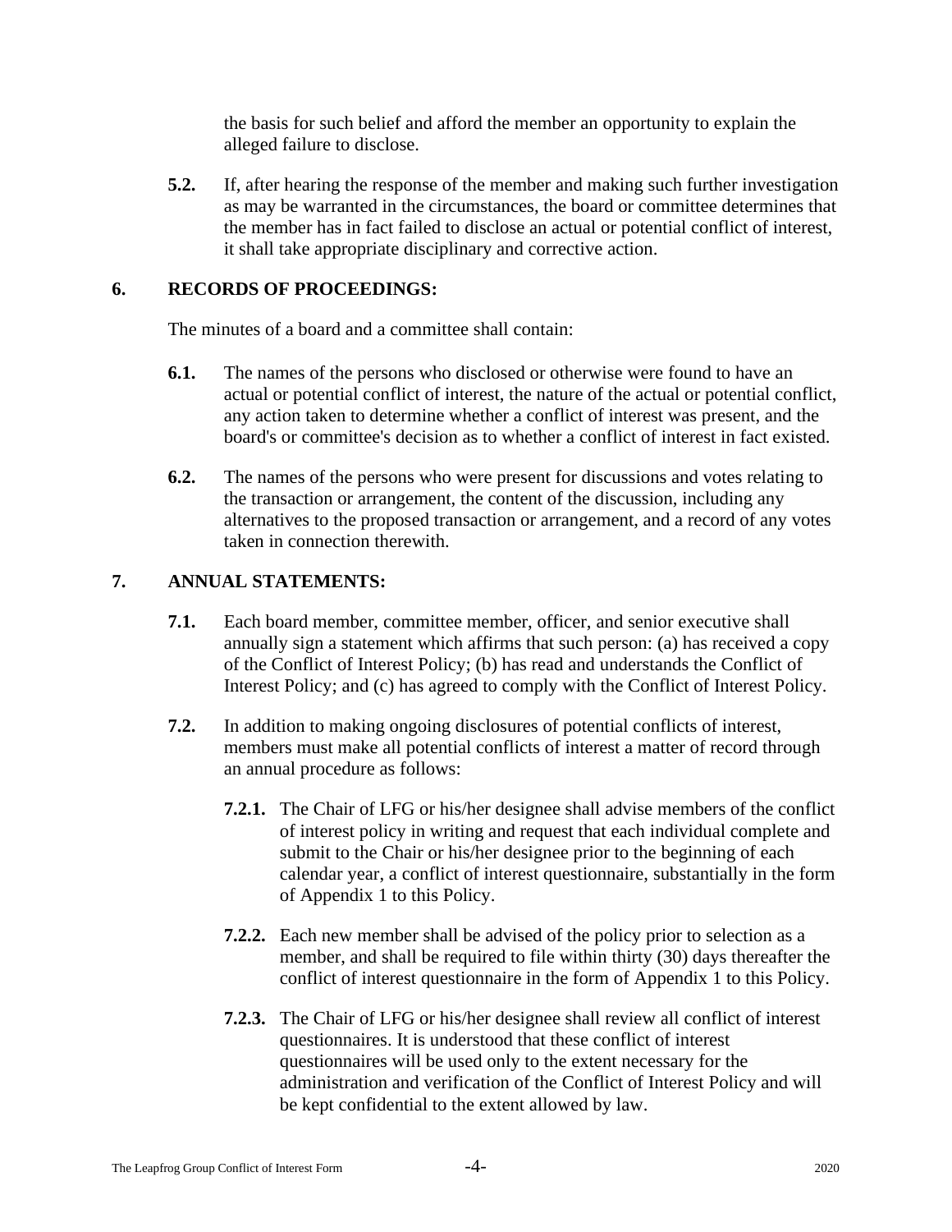the basis for such belief and afford the member an opportunity to explain the alleged failure to disclose.

**5.2.** If, after hearing the response of the member and making such further investigation as may be warranted in the circumstances, the board or committee determines that the member has in fact failed to disclose an actual or potential conflict of interest, it shall take appropriate disciplinary and corrective action.

## 6. RECORDS OF PROCEEDINGS:

The minutes of a board and a committee shall contain:

**6.1.** The names of the persons who disclosed or otherwise were found to have an actual or potential conflict of interest, the nature of the actual or potential conflict, any action taken to determine whether a conflict of interest was present, and the board's or committee's decision as to whether a conflict of interest in fact existed.

**6.2.** The names of the persons who were present for discussions and votes relating to the transaction or arrangement, the content of the discussion, including any alternatives to the proposed transaction or arrangement, and a record of any votes taken in connection therewith.

## 7. ANNUAL STATEMENTS:

**7.1.** Each board member, committee member, officer, and senior executive shall annually sign a statement which affirms that such person: (a) has received a copy of the Conflict of Interest Policy; (b) has read and understands the Conflict of Interest Policy; and (c) has agreed to comply with the Conflict of Interest Policy.

**7.2.** In addition to making ongoing disclosures of potential conflicts of interest, members must make all potential conflicts of interest a matter of record through an annual procedure as follows:

**7.2.1.** The Chair of LFG or his/her designee shall advise members of the conflict of interest policy in writing and request that each individual complete and submit to the Chair or his/her designee prior to the beginning of each calendar year, a conflict of interest questionnaire, substantially in the form of Appendix 1 to this Policy.

**7.2.2.** Each new member shall be advised of the policy prior to selection as a member, and shall be required to file within thirty (30) days thereafter the conflict of interest questionnaire in the form of Appendix 1 to this Policy.

**7.2.3.** The Chair of LFG or his/her designee shall review all conflict of interest questionnaires. It is understood that these conflict of interest questionnaires will be used only to the extent necessary for the administration and verification of the Conflict of Interest Policy and will be kept confidential to the extent allowed by law.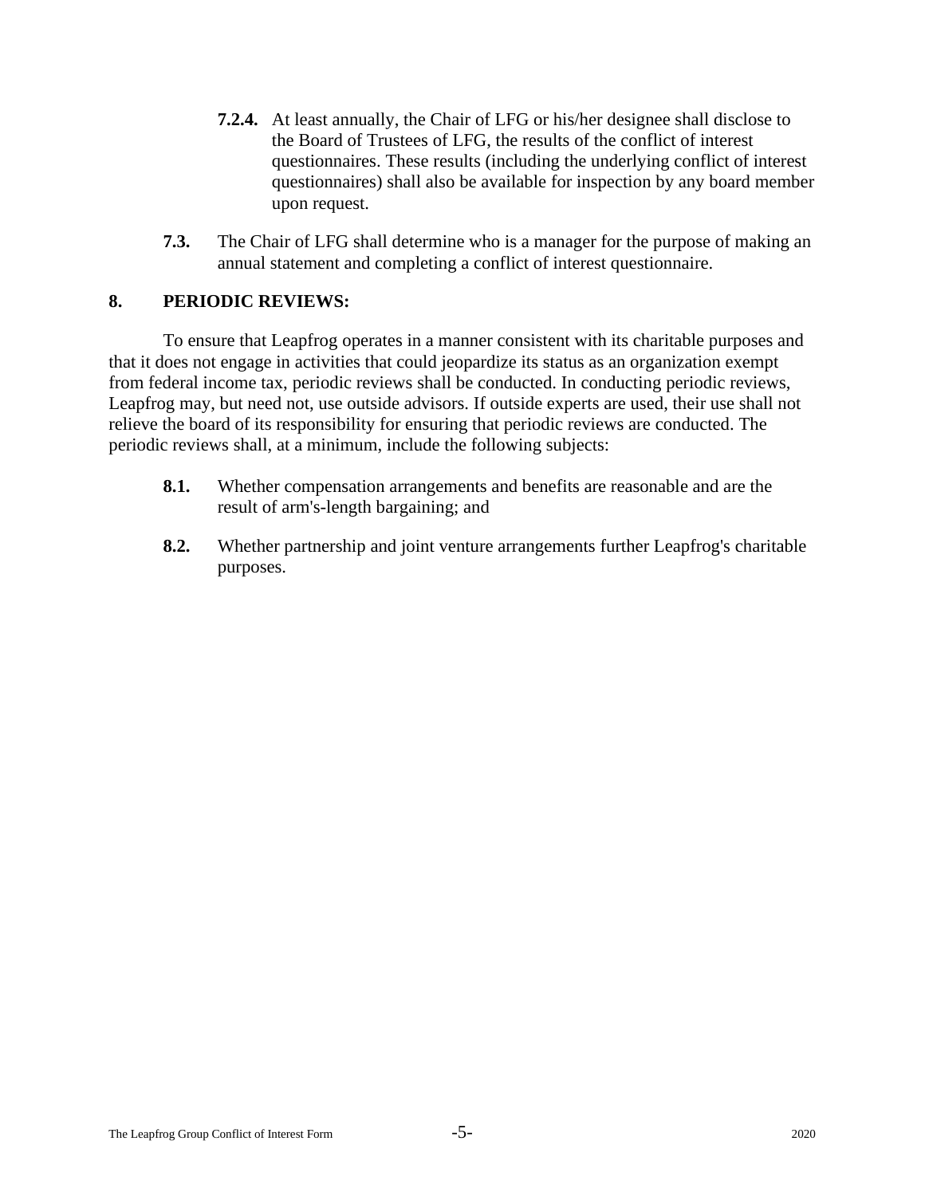**7.2.4.** At least annually, the Chair of LFG or his/her designee shall disclose to the Board of Trustees of LFG, the results of the conflict of interest questionnaires. These results (including the underlying conflict of interest questionnaires) shall also be available for inspection by any board member upon request.

**7.3.** The Chair of LFG shall determine who is a manager for the purpose of making an annual statement and completing a conflict of interest questionnaire.

## 8. PERIODIC REVIEWS:

To ensure that Leapfrog operates in a manner consistent with its charitable purposes and that it does not engage in activities that could jeopardize its status as an organization exempt from federal income tax, periodic reviews shall be conducted. In conducting periodic reviews, Leapfrog may, but need not, use outside advisors. If outside experts are used, their use shall not relieve the board of its responsibility for ensuring that periodic reviews are conducted. The periodic reviews shall, at a minimum, include the following subjects:

**8.1.** Whether compensation arrangements and benefits are reasonable and are the result of arm's-length bargaining; and

**8.2.** Whether partnership and joint venture arrangements further Leapfrog's charitable purposes.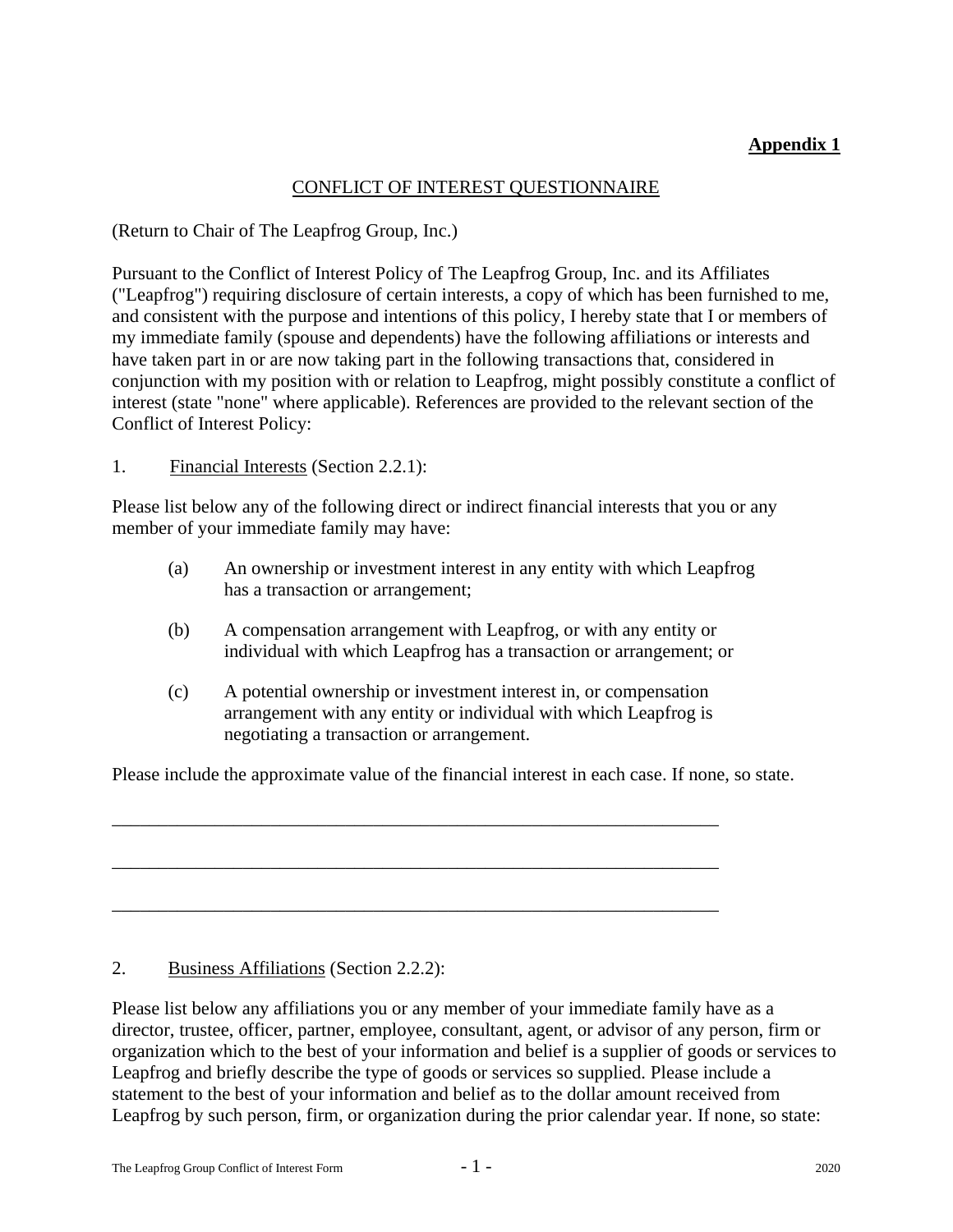**Appendix 1**

## CONFLICT OF INTEREST QUESTIONNAIRE

(Return to Chair of The Leapfrog Group, Inc.)

Pursuant to the Conflict of Interest Policy of The Leapfrog Group, Inc. and its Affiliates ("Leapfrog") requiring disclosure of certain interests, a copy of which has been furnished to me, and consistent with the purpose and intentions of this policy, I hereby state that I or members of my immediate family (spouse and dependents) have the following affiliations or interests and have taken part in or are now taking part in the following transactions that, considered in conjunction with my position with or relation to Leapfrog, might possibly constitute a conflict of interest (state "none" where applicable). References are provided to the relevant section of the Conflict of Interest Policy:

1. Financial Interests (Section 2.2.1):

Please list below any of the following direct or indirect financial interests that you or any member of your immediate family may have:

(a) An ownership or investment interest in any entity with which Leapfrog has a transaction or arrangement;

(b) A compensation arrangement with Leapfrog, or with any entity or individual with which Leapfrog has a transaction or arrangement; or

(c) A potential ownership or investment interest in, or compensation arrangement with any entity or individual with which Leapfrog is negotiating a transaction or arrangement.

Please include the approximate value of the financial interest in each case. If none, so state.

_________________________________________________________________

_________________________________________________________________

_________________________________________________________________

2. Business Affiliations (Section 2.2.2):

Please list below any affiliations you or any member of your immediate family have as a director, trustee, officer, partner, employee, consultant, agent, or advisor of any person, firm or organization which to the best of your information and belief is a supplier of goods or services to Leapfrog and briefly describe the type of goods or services so supplied. Please include a statement to the best of your information and belief as to the dollar amount received from Leapfrog by such person, firm, or organization during the prior calendar year. If none, so state: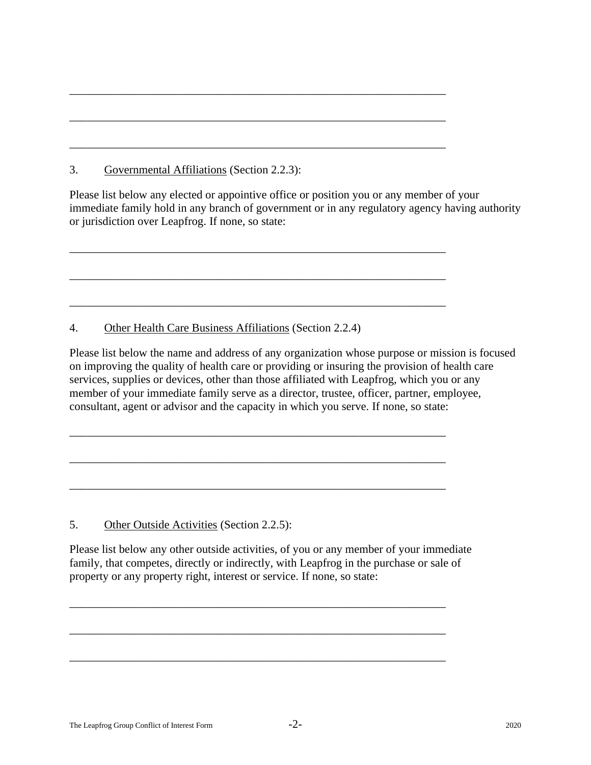\_\_\_\_\_\_\_\_\_\_\_\_\_\_\_\_\_\_\_\_\_\_\_\_\_\_\_\_\_\_\_\_\_\_\_\_\_\_\_\_\_\_\_\_\_\_\_\_\_\_\_\_\_\_\_\_\_\_\_\_\_\_\_\_

\_\_\_\_\_\_\_\_\_\_\_\_\_\_\_\_\_\_\_\_\_\_\_\_\_\_\_\_\_\_\_\_\_\_\_\_\_\_\_\_\_\_\_\_\_\_\_\_\_\_\_\_\_\_\_\_\_\_\_\_\_\_\_\_

\_\_\_\_\_\_\_\_\_\_\_\_\_\_\_\_\_\_\_\_\_\_\_\_\_\_\_\_\_\_\_\_\_\_\_\_\_\_\_\_\_\_\_\_\_\_\_\_\_\_\_\_\_\_\_\_\_\_\_\_\_\_\_\_

3. <u>Governmental Affiliations</u> (Section 2.2.3):

Please list below any elected or appointive office or position you or any member of your immediate family hold in any branch of government or in any regulatory agency having authority or jurisdiction over Leapfrog. If none, so state:

\_\_\_\_\_\_\_\_\_\_\_\_\_\_\_\_\_\_\_\_\_\_\_\_\_\_\_\_\_\_\_\_\_\_\_\_\_\_\_\_\_\_\_\_\_\_\_\_\_\_\_\_\_\_\_\_\_\_\_\_\_\_\_\_

\_\_\_\_\_\_\_\_\_\_\_\_\_\_\_\_\_\_\_\_\_\_\_\_\_\_\_\_\_\_\_\_\_\_\_\_\_\_\_\_\_\_\_\_\_\_\_\_\_\_\_\_\_\_\_\_\_\_\_\_\_\_\_\_

\_\_\_\_\_\_\_\_\_\_\_\_\_\_\_\_\_\_\_\_\_\_\_\_\_\_\_\_\_\_\_\_\_\_\_\_\_\_\_\_\_\_\_\_\_\_\_\_\_\_\_\_\_\_\_\_\_\_\_\_\_\_\_\_

4. <u>Other Health Care Business Affiliations</u> (Section 2.2.4)

Please list below the name and address of any organization whose purpose or mission is focused on improving the quality of health care or providing or insuring the provision of health care services, supplies or devices, other than those affiliated with Leapfrog, which you or any member of your immediate family serve as a director, trustee, officer, partner, employee, consultant, agent or advisor and the capacity in which you serve. If none, so state:

\_\_\_\_\_\_\_\_\_\_\_\_\_\_\_\_\_\_\_\_\_\_\_\_\_\_\_\_\_\_\_\_\_\_\_\_\_\_\_\_\_\_\_\_\_\_\_\_\_\_\_\_\_\_\_\_\_\_\_\_\_\_\_\_

\_\_\_\_\_\_\_\_\_\_\_\_\_\_\_\_\_\_\_\_\_\_\_\_\_\_\_\_\_\_\_\_\_\_\_\_\_\_\_\_\_\_\_\_\_\_\_\_\_\_\_\_\_\_\_\_\_\_\_\_\_\_\_\_

\_\_\_\_\_\_\_\_\_\_\_\_\_\_\_\_\_\_\_\_\_\_\_\_\_\_\_\_\_\_\_\_\_\_\_\_\_\_\_\_\_\_\_\_\_\_\_\_\_\_\_\_\_\_\_\_\_\_\_\_\_\_\_\_

5. <u>Other Outside Activities</u> (Section 2.2.5):

Please list below any other outside activities, of you or any member of your immediate family, that competes, directly or indirectly, with Leapfrog in the purchase or sale of property or any property right, interest or service. If none, so state:

\_\_\_\_\_\_\_\_\_\_\_\_\_\_\_\_\_\_\_\_\_\_\_\_\_\_\_\_\_\_\_\_\_\_\_\_\_\_\_\_\_\_\_\_\_\_\_\_\_\_\_\_\_\_\_\_\_\_\_\_\_\_\_\_

\_\_\_\_\_\_\_\_\_\_\_\_\_\_\_\_\_\_\_\_\_\_\_\_\_\_\_\_\_\_\_\_\_\_\_\_\_\_\_\_\_\_\_\_\_\_\_\_\_\_\_\_\_\_\_\_\_\_\_\_\_\_\_\_

\_\_\_\_\_\_\_\_\_\_\_\_\_\_\_\_\_\_\_\_\_\_\_\_\_\_\_\_\_\_\_\_\_\_\_\_\_\_\_\_\_\_\_\_\_\_\_\_\_\_\_\_\_\_\_\_\_\_\_\_\_\_\_\_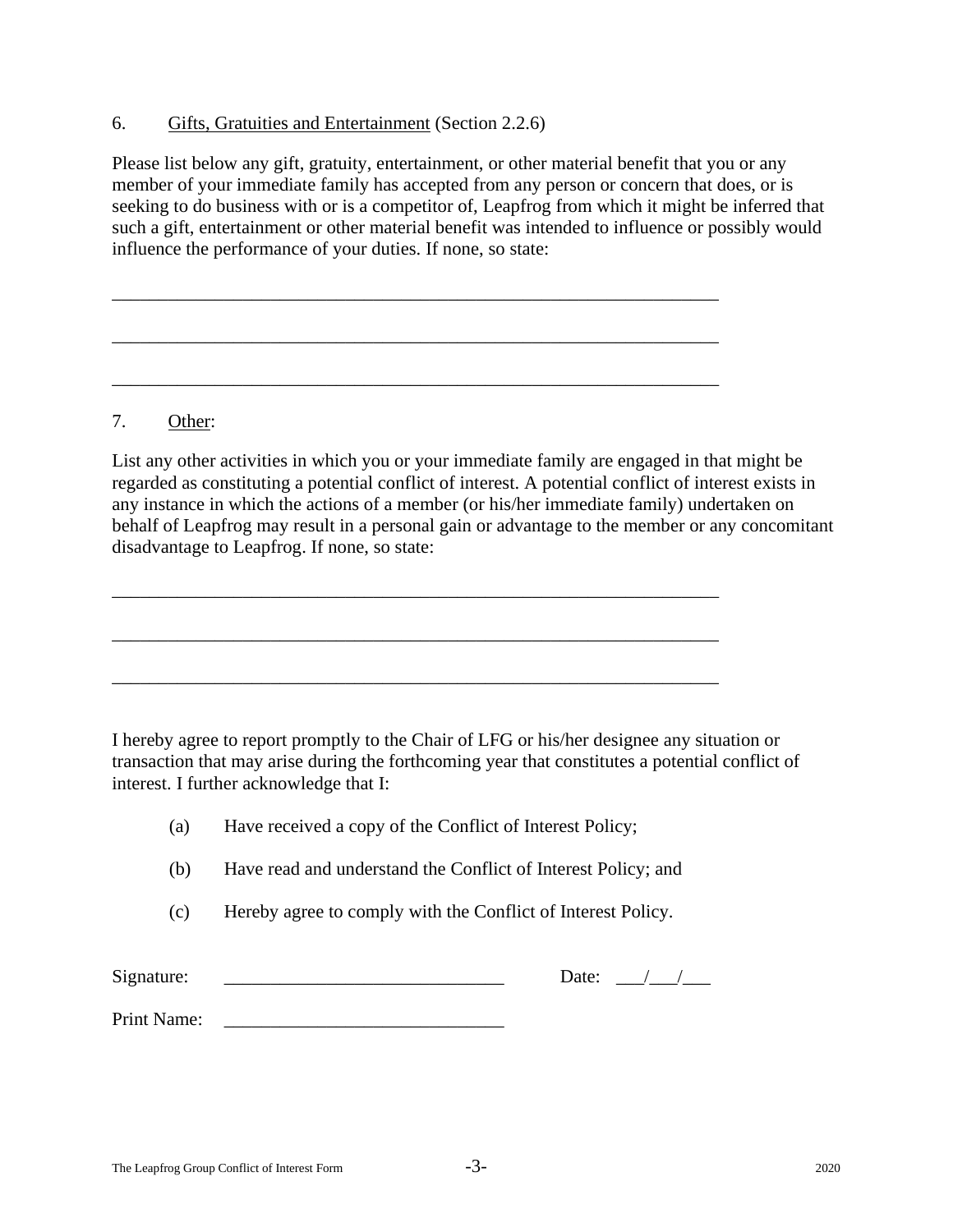6. Gifts, Gratuities and Entertainment (Section 2.2.6)

Please list below any gift, gratuity, entertainment, or other material benefit that you or any member of your immediate family has accepted from any person or concern that does, or is seeking to do business with or is a competitor of, Leapfrog from which it might be inferred that such a gift, entertainment or other material benefit was intended to influence or possibly would influence the performance of your duties. If none, so state:

_______________________________________________________________

_______________________________________________________________

_______________________________________________________________

7. Other:

List any other activities in which you or your immediate family are engaged in that might be regarded as constituting a potential conflict of interest. A potential conflict of interest exists in any instance in which the actions of a member (or his/her immediate family) undertaken on behalf of Leapfrog may result in a personal gain or advantage to the member or any concomitant disadvantage to Leapfrog. If none, so state:

_______________________________________________________________

_______________________________________________________________

_______________________________________________________________

I hereby agree to report promptly to the Chair of LFG or his/her designee any situation or transaction that may arise during the forthcoming year that constitutes a potential conflict of interest. I further acknowledge that I:

(a) Have received a copy of the Conflict of Interest Policy;

(b) Have read and understand the Conflict of Interest Policy; and

(c) Hereby agree to comply with the Conflict of Interest Policy.

Signature: ______________________________ Date: ___/___/___

Print Name: ______________________________